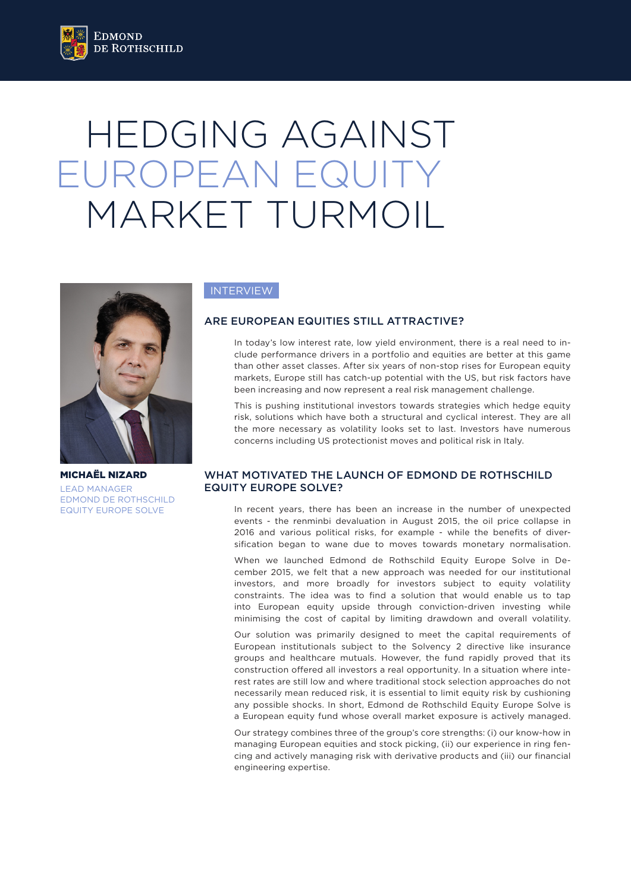# HEDGING AGAINST EUROPEAN EQUITY MARKET TURMOIL

**MICHAËL NIZARD**
LEAD MANAGER
EDMOND DE ROTHSCHILD
EQUITY EUROPE SOLVE

INTERVIEW

## ARE EUROPEAN EQUITIES STILL ATTRACTIVE?

In today's low interest rate, low yield environment, there is a real need to include performance drivers in a portfolio and equities are better at this game than other asset classes. After six years of non-stop rises for European equity markets, Europe still has catch-up potential with the US, but risk factors have been increasing and now represent a real risk management challenge.

This is pushing institutional investors towards strategies which hedge equity risk, solutions which have both a structural and cyclical interest. They are all the more necessary as volatility looks set to last. Investors have numerous concerns including US protectionist moves and political risk in Italy.

## WHAT MOTIVATED THE LAUNCH OF EDMOND DE ROTHSCHILD EQUITY EUROPE SOLVE?

In recent years, there has been an increase in the number of unexpected events - the renminbi devaluation in August 2015, the oil price collapse in 2016 and various political risks, for example - while the benefits of diversification began to wane due to moves towards monetary normalisation.

When we launched Edmond de Rothschild Equity Europe Solve in December 2015, we felt that a new approach was needed for our institutional investors, and more broadly for investors subject to equity volatility constraints. The idea was to find a solution that would enable us to tap into European equity upside through conviction-driven investing while minimising the cost of capital by limiting drawdown and overall volatility.

Our solution was primarily designed to meet the capital requirements of European institutionals subject to the Solvency 2 directive like insurance groups and healthcare mutuals. However, the fund rapidly proved that its construction offered all investors a real opportunity. In a situation where interest rates are still low and where traditional stock selection approaches do not necessarily mean reduced risk, it is essential to limit equity risk by cushioning any possible shocks. In short, Edmond de Rothschild Equity Europe Solve is a European equity fund whose overall market exposure is actively managed.

Our strategy combines three of the group's core strengths: (i) our know-how in managing European equities and stock picking, (ii) our experience in ring fencing and actively managing risk with derivative products and (iii) our financial engineering expertise.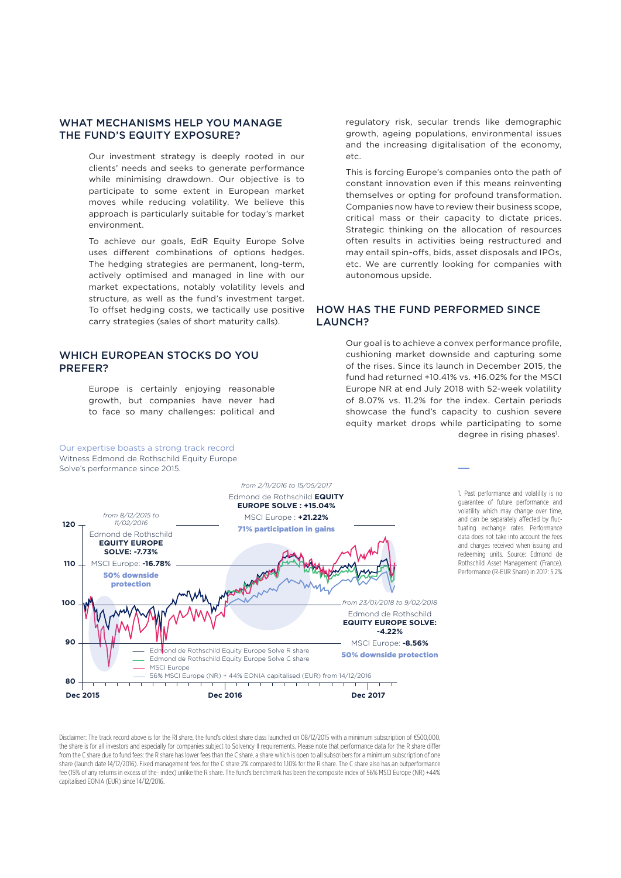## WHAT MECHANISMS HELP YOU MANAGE THE FUND'S EQUITY EXPOSURE?

Our investment strategy is deeply rooted in our clients' needs and seeks to generate performance while minimising drawdown. Our objective is to participate to some extent in European market moves while reducing volatility. We believe this approach is particularly suitable for today's market environment.

To achieve our goals, EdR Equity Europe Solve uses different combinations of options hedges. The hedging strategies are permanent, long-term, actively optimised and managed in line with our market expectations, notably volatility levels and structure, as well as the fund's investment target. To offset hedging costs, we tactically use positive carry strategies (sales of short maturity calls).

## WHICH EUROPEAN STOCKS DO YOU PREFER?

Europe is certainly enjoying reasonable growth, but companies have never had to face so many challenges: political and regulatory risk, secular trends like demographic growth, ageing populations, environmental issues and the increasing digitalisation of the economy, etc.

This is forcing Europe's companies onto the path of constant innovation even if this means reinventing themselves or opting for profound transformation. Companies now have to review their business scope, critical mass or their capacity to dictate prices. Strategic thinking on the allocation of resources often results in activities being restructured and may entail spin-offs, bids, asset disposals and IPOs, etc. We are currently looking for companies with autonomous upside.

## HOW HAS THE FUND PERFORMED SINCE LAUNCH?

Our goal is to achieve a convex performance profile, cushioning market downside and capturing some of the rises. Since its launch in December 2015, the fund had returned +10.41% vs. +16.02% for the MSCI Europe NR at end July 2018 with 52-week volatility of 8.07% vs. 11.2% for the index. Certain periods showcase the fund's capacity to cushion severe equity market drops while participating to some degree in rising phases[1].

Our expertise boasts a strong track record

Witness Edmond de Rothschild Equity Europe Solve's performance since 2015.

*from 8/12/2015 to 11/02/2016*
Edmond de Rothschild **EQUITY EUROPE SOLVE: -7.73%**
MSCI Europe: **-16.78%**
**50% downside protection**

*from 2/11/2016 to 15/05/2017*
Edmond de Rothschild **EQUITY EUROPE SOLVE : +15.04%**
MSCI Europe : **+21.22%**
**71% participation in gains**

*from 23/01/2018 to 9/02/2018*
Edmond de Rothschild **EQUITY EUROPE SOLVE: -4.22%**
MSCI Europe: **-8.56%**
**50% downside protection**

Legend: Edmond de Rothschild Equity Europe Solve R share; Edmond de Rothschild Equity Europe Solve C share; MSCI Europe; 56% MSCI Europe (NR) + 44% EONIA capitalised (EUR) from 14/12/2016

Y-axis: 80, 90, 100, 110, 120 — X-axis: Dec 2015, Dec 2016, Dec 2017

1. Past performance and volatility is no guarantee of future performance and volatility which may change over time, and can be separately affected by fluctuating exchange rates. Performance data does not take into account the fees and charges received when issuing and redeeming units. Source: Edmond de Rothschild Asset Management (France). Performance (R-EUR Share) in 2017: 5.2%

Disclaimer: The track record above is for the RI share, the fund's oldest share class launched on 08/12/2015 with a minimum subscription of €500,000, the share is for all investors and especially for companies subject to Solvency II requirements. Please note that performance data for the R share differ from the C share due to fund fees: the R share has lower fees than the C share, a share which is open to all subscribers for a minimum subscription of one share (launch date 14/12/2016). Fixed management fees for the C share 2% compared to 1.10% for the R share. The C share also has an outperformance fee (15% of any returns in excess of the- index) unlike the R share. The fund's benchmark has been the composite index of 56% MSCI Europe (NR) +44% capitalised EONIA (EUR) since 14/12/2016.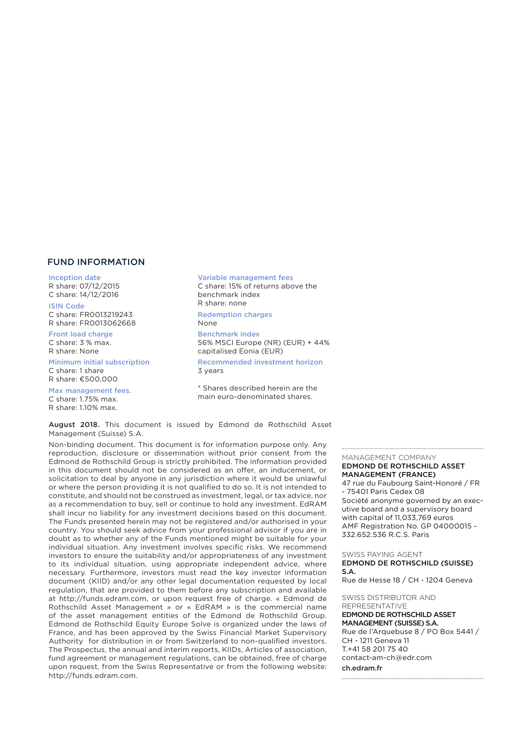## FUND INFORMATION

**Inception date**
R share: 07/12/2015
C share: 14/12/2016

**ISIN Code**
C share: FR0013219243
R share: FR0013062668

**Front load charge**
C share: 3 % max.
R share: None

**Minimum initial subscription**
C share: 1 share
R share: €500,000

**Max management fees.**
C share: 1.75% max.
R share: 1.10% max.

**Variable management fees**
C share: 15% of returns above the benchmark index
R share: none

**Redemption charges**
None

**Benchmark index**
56% MSCI Europe (NR) (EUR) + 44% capitalised Eonia (EUR)

**Recommended investment horizon**
3 years

* Shares described herein are the main euro-denominated shares.

**August 2018.** This document is issued by Edmond de Rothschild Asset Management (Suisse) S.A.

Non-binding document. This document is for information purpose only. Any reproduction, disclosure or dissemination without prior consent from the Edmond de Rothschild Group is strictly prohibited. The information provided in this document should not be considered as an offer, an inducement, or solicitation to deal by anyone in any jurisdiction where it would be unlawful or where the person providing it is not qualified to do so. It is not intended to constitute, and should not be construed as investment, legal, or tax advice, nor as a recommendation to buy, sell or continue to hold any investment. EdRAM shall incur no liability for any investment decisions based on this document. The Funds presented herein may not be registered and/or authorised in your country. You should seek advice from your professional advisor if you are in doubt as to whether any of the Funds mentioned might be suitable for your individual situation. Any investment involves specific risks. We recommend investors to ensure the suitability and/or appropriateness of any investment to its individual situation, using appropriate independent advice, where necessary. Furthermore, investors must read the key investor information document (KIID) and/or any other legal documentation requested by local regulation, that are provided to them before any subscription and available at http://funds.edram.com, or upon request free of charge. « Edmond de Rothschild Asset Management » or « EdRAM » is the commercial name of the asset management entities of the Edmond de Rothschild Group. Edmond de Rothschild Equity Europe Solve is organized under the laws of France, and has been approved by the Swiss Financial Market Supervisory Authority for distribution in or from Switzerland to non-qualified investors. The Prospectus, the annual and interim reports, KIIDs, Articles of association, fund agreement or management regulations, can be obtained, free of charge upon request, from the Swiss Representative or from the following website: http://funds.edram.com.

MANAGEMENT COMPANY
**EDMOND DE ROTHSCHILD ASSET MANAGEMENT (FRANCE)**
47 rue du Faubourg Saint-Honoré / FR - 75401 Paris Cedex 08
Société anonyme governed by an executive board and a supervisory board with capital of 11,033,769 euros
AMF Registration No. GP 04000015 - 332.652.536 R.C.S. Paris

SWISS PAYING AGENT
**EDMOND DE ROTHSCHILD (SUISSE) S.A.**
Rue de Hesse 18 / CH - 1204 Geneva

SWISS DISTRIBUTOR AND REPRESENTATIVE
**EDMOND DE ROTHSCHILD ASSET MANAGEMENT (SUISSE) S.A.**
Rue de l'Arquebuse 8 / PO Box 5441 / CH - 1211 Geneva 11
T.+41 58 201 75 40
contact-am-ch@edr.com
ch.edram.fr